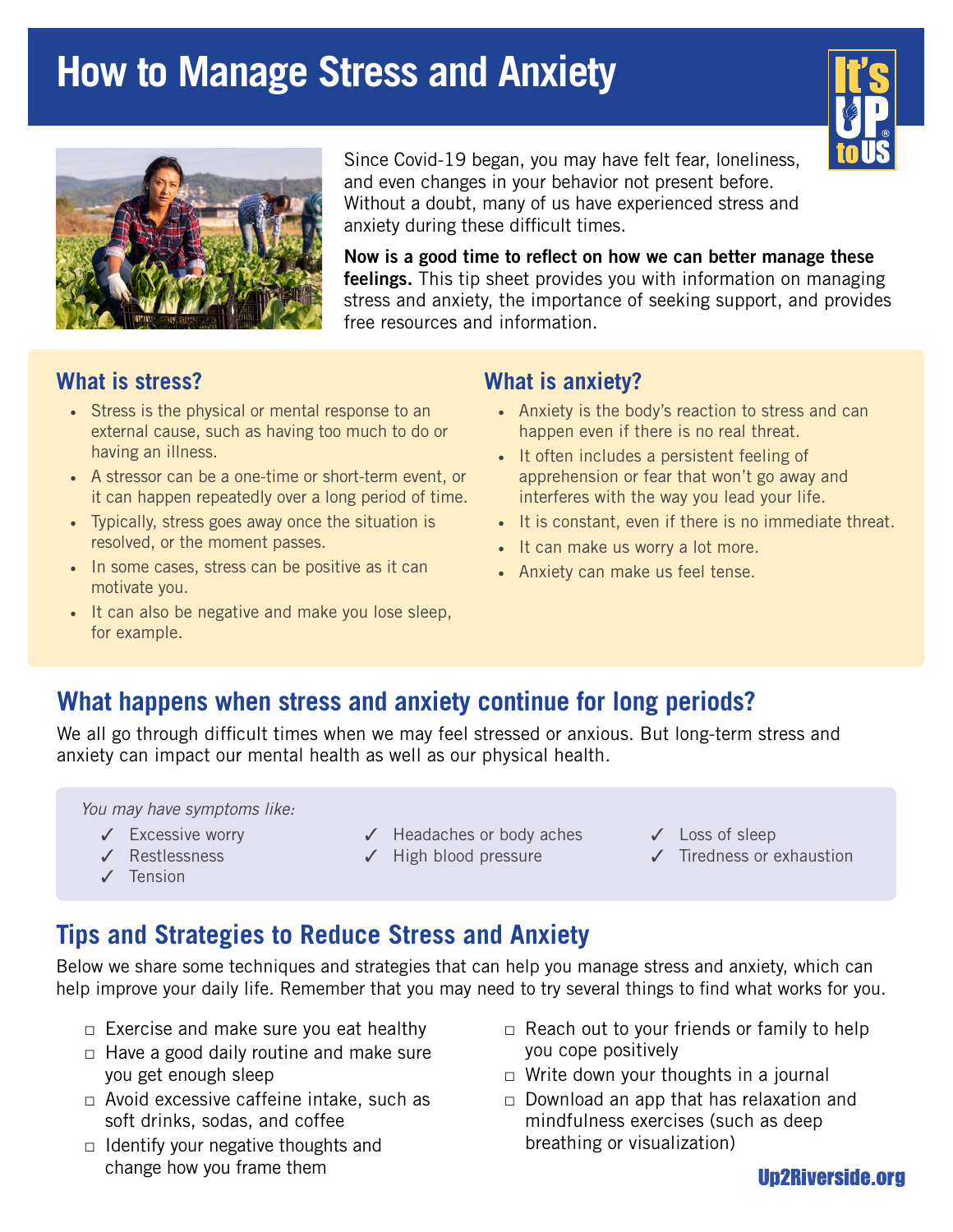# How to Manage Stress and Anxiety

It's UP to US

Since Covid-19 began, you may have felt fear, loneliness, and even changes in your behavior not present before. Without a doubt, many of us have experienced stress and anxiety during these difficult times.

**Now is a good time to reflect on how we can better manage these feelings.** This tip sheet provides you with information on managing stress and anxiety, the importance of seeking support, and provides free resources and information.

## What is stress?

- Stress is the physical or mental response to an external cause, such as having too much to do or having an illness.
- A stressor can be a one-time or short-term event, or it can happen repeatedly over a long period of time.
- Typically, stress goes away once the situation is resolved, or the moment passes.
- In some cases, stress can be positive as it can motivate you.
- It can also be negative and make you lose sleep, for example.

## What is anxiety?

- Anxiety is the body's reaction to stress and can happen even if there is no real threat.
- It often includes a persistent feeling of apprehension or fear that won't go away and interferes with the way you lead your life.
- It is constant, even if there is no immediate threat.
- It can make us worry a lot more.
- Anxiety can make us feel tense.

## What happens when stress and anxiety continue for long periods?

We all go through difficult times when we may feel stressed or anxious. But long-term stress and anxiety can impact our mental health as well as our physical health.

*You may have symptoms like:*

- ✓ Excessive worry
- ✓ Restlessness
- ✓ Tension
- ✓ Headaches or body aches
- ✓ High blood pressure
- ✓ Loss of sleep
- ✓ Tiredness or exhaustion

## Tips and Strategies to Reduce Stress and Anxiety

Below we share some techniques and strategies that can help you manage stress and anxiety, which can help improve your daily life. Remember that you may need to try several things to find what works for you.

- ☐ Exercise and make sure you eat healthy
- ☐ Have a good daily routine and make sure you get enough sleep
- ☐ Avoid excessive caffeine intake, such as soft drinks, sodas, and coffee
- ☐ Identify your negative thoughts and change how you frame them
- ☐ Reach out to your friends or family to help you cope positively
- ☐ Write down your thoughts in a journal
- ☐ Download an app that has relaxation and mindfulness exercises (such as deep breathing or visualization)

Up2Riverside.org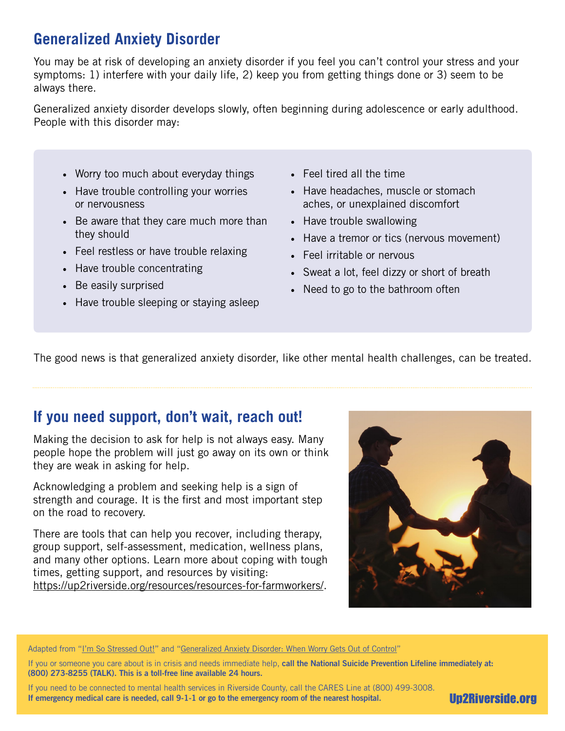## Generalized Anxiety Disorder

You may be at risk of developing an anxiety disorder if you feel you can't control your stress and your symptoms: 1) interfere with your daily life, 2) keep you from getting things done or 3) seem to be always there.

Generalized anxiety disorder develops slowly, often beginning during adolescence or early adulthood. People with this disorder may:

- Worry too much about everyday things
- Have trouble controlling your worries or nervousness
- Be aware that they care much more than they should
- Feel restless or have trouble relaxing
- Have trouble concentrating
- Be easily surprised
- Have trouble sleeping or staying asleep
- Feel tired all the time
- Have headaches, muscle or stomach aches, or unexplained discomfort
- Have trouble swallowing
- Have a tremor or tics (nervous movement)
- Feel irritable or nervous
- Sweat a lot, feel dizzy or short of breath
- Need to go to the bathroom often

The good news is that generalized anxiety disorder, like other mental health challenges, can be treated.

## If you need support, don't wait, reach out!

Making the decision to ask for help is not always easy. Many people hope the problem will just go away on its own or think they are weak in asking for help.

Acknowledging a problem and seeking help is a sign of strength and courage. It is the first and most important step on the road to recovery.

There are tools that can help you recover, including therapy, group support, self-assessment, medication, wellness plans, and many other options. Learn more about coping with tough times, getting support, and resources by visiting: https://up2riverside.org/resources/resources-for-farmworkers/.

Adapted from "I'm So Stressed Out!" and "Generalized Anxiety Disorder: When Worry Gets Out of Control"

If you or someone you care about is in crisis and needs immediate help, **call the National Suicide Prevention Lifeline immediately at: (800) 273-8255 (TALK). This is a toll-free line available 24 hours.**

If you need to be connected to mental health services in Riverside County, call the CARES Line at (800) 499-3008.
**If emergency medical care is needed, call 9-1-1 or go to the emergency room of the nearest hospital.**

**Up2Riverside.org**